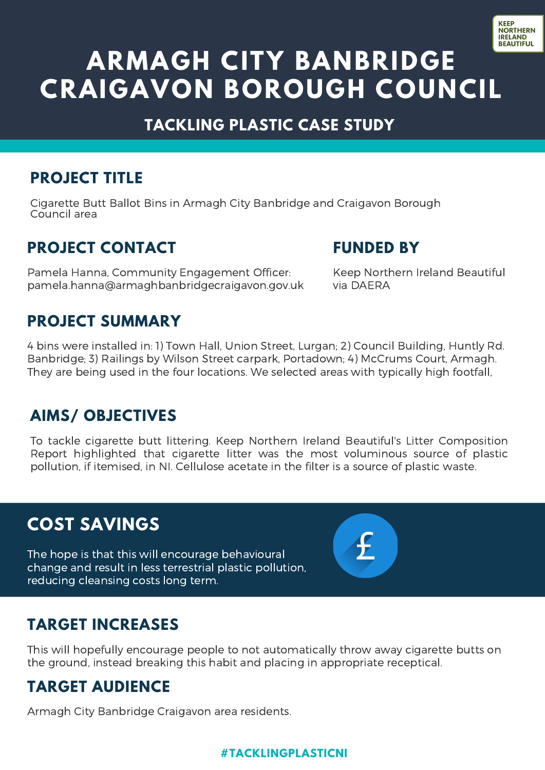# ARMAGH CITY BANBRIDGE CRAIGAVON BOROUGH COUNCIL

KEEP NORTHERN IRELAND BEAUTIFUL

## TACKLING PLASTIC CASE STUDY

### PROJECT TITLE

Cigarette Butt Ballot Bins in Armagh City Banbridge and Craigavon Borough Council area

### PROJECT CONTACT

Pamela Hanna, Community Engagement Officer: pamela.hanna@armaghbanbridgecraigavon.gov.uk

### FUNDED BY

Keep Northern Ireland Beautiful via DAERA

### PROJECT SUMMARY

4 bins were installed in: 1) Town Hall, Union Street, Lurgan; 2) Council Building, Huntly Rd. Banbridge; 3) Railings by Wilson Street carpark, Portadown; 4) McCrums Court, Armagh. They are being used in the four locations. We selected areas with typically high footfall,

### AIMS/ OBJECTIVES

To tackle cigarette butt littering. Keep Northern Ireland Beautiful's Litter Composition Report highlighted that cigarette litter was the most voluminous source of plastic pollution, if itemised, in NI. Cellulose acetate in the filter is a source of plastic waste.

### COST SAVINGS

The hope is that this will encourage behavioural change and result in less terrestrial plastic pollution, reducing cleansing costs long term.

### TARGET INCREASES

This will hopefully encourage people to not automatically throw away cigarette butts on the ground, instead breaking this habit and placing in appropriate receptical.

### TARGET AUDIENCE

Armagh City Banbridge Craigavon area residents.

#TACKLINGPLASTICNI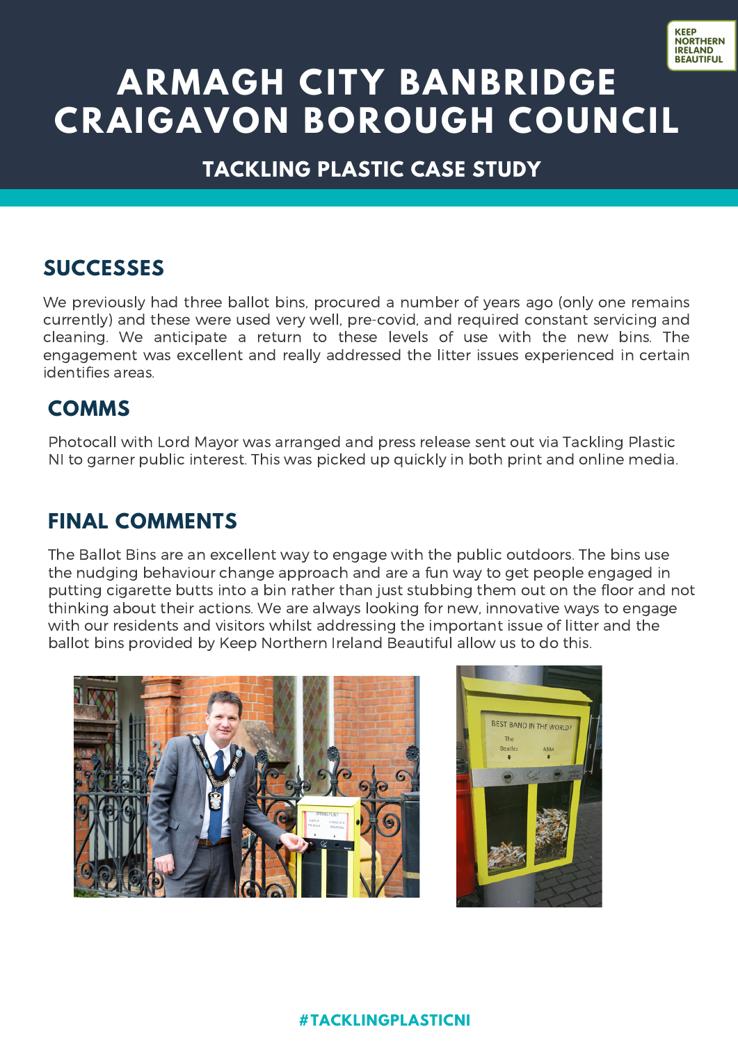# ARMAGH CITY BANBRIDGE CRAIGAVON BOROUGH COUNCIL

## TACKLING PLASTIC CASE STUDY

## SUCCESSES

We previously had three ballot bins, procured a number of years ago (only one remains currently) and these were used very well, pre-covid, and required constant servicing and cleaning. We anticipate a return to these levels of use with the new bins. The engagement was excellent and really addressed the litter issues experienced in certain identifies areas.

## COMMS

Photocall with Lord Mayor was arranged and press release sent out via Tackling Plastic NI to garner public interest. This was picked up quickly in both print and online media.

## FINAL COMMENTS

The Ballot Bins are an excellent way to engage with the public outdoors. The bins use the nudging behaviour change approach and are a fun way to get people engaged in putting cigarette butts into a bin rather than just stubbing them out on the floor and not thinking about their actions. We are always looking for new, innovative ways to engage with our residents and visitors whilst addressing the important issue of litter and the ballot bins provided by Keep Northern Ireland Beautiful allow us to do this.

#TACKLINGPLASTICNI